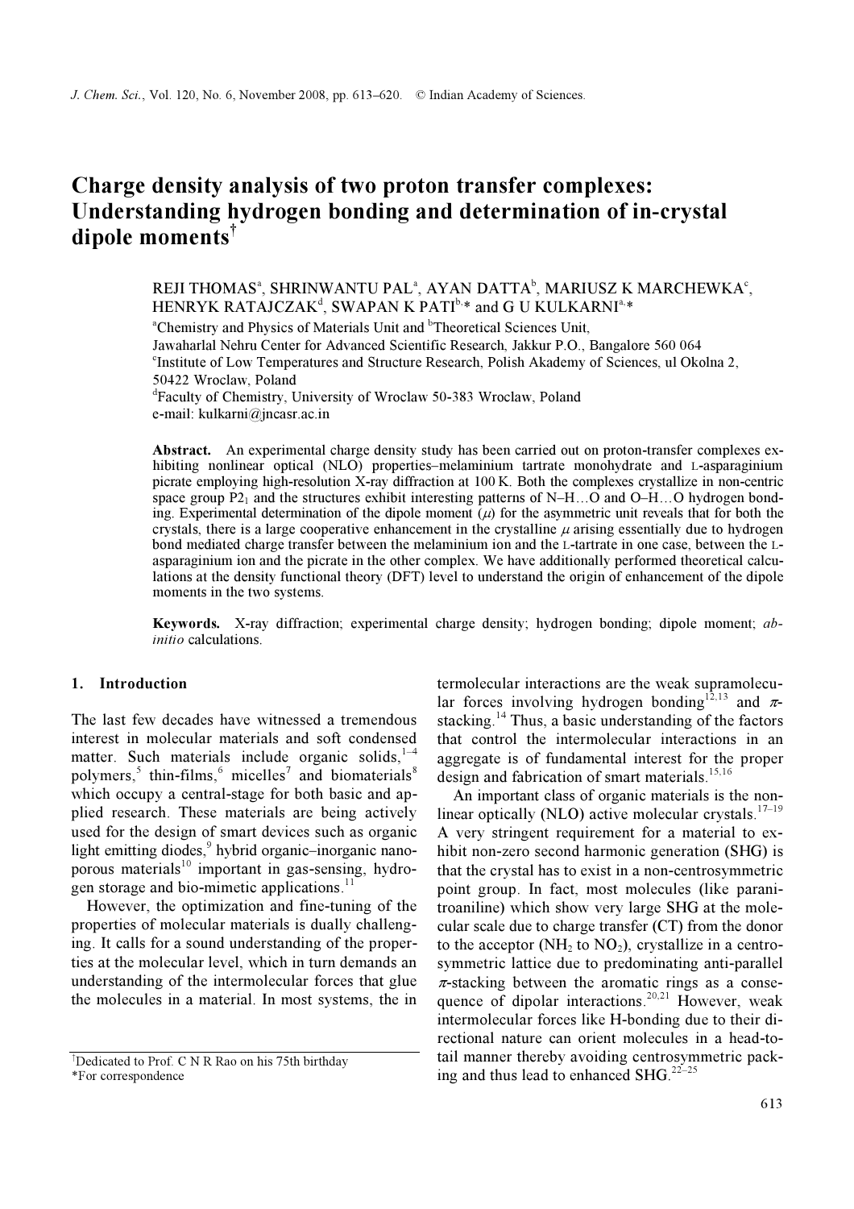# Charge density analysis of two proton transfer complexes: Understanding hydrogen bonding and determination of in-crystal dipole moments[†]

REJI THOMAS[a], SHRINWANTU PAL[a], AYAN DATTA[b], MARIUSZ K MARCHEWKA[c], HENRYK RATAJCZAK[d], SWAPAN K PATI[b,*] and G U KULKARNI[a,*]

[a]Chemistry and Physics of Materials Unit and [b]Theoretical Sciences Unit, Jawaharlal Nehru Center for Advanced Scientific Research, Jakkur P.O., Bangalore 560 064

[c]Institute of Low Temperatures and Structure Research, Polish Akademy of Sciences, ul Okolna 2, 50422 Wroclaw, Poland

[d]Faculty of Chemistry, University of Wroclaw 50-383 Wroclaw, Poland

e-mail: kulkarni@jncasr.ac.in

**Abstract.** An experimental charge density study has been carried out on proton-transfer complexes exhibiting nonlinear optical (NLO) properties–melaminium tartrate monohydrate and L-asparaginium picrate employing high-resolution X-ray diffraction at 100 K. Both the complexes crystallize in non-centric space group $P2_1$ and the structures exhibit interesting patterns of N–H…O and O–H…O hydrogen bonding. Experimental determination of the dipole moment ($\mu$) for the asymmetric unit reveals that for both the crystals, there is a large cooperative enhancement in the crystalline $\mu$ arising essentially due to hydrogen bond mediated charge transfer between the melaminium ion and the L-tartrate in one case, between the L-asparaginium ion and the picrate in the other complex. We have additionally performed theoretical calculations at the density functional theory (DFT) level to understand the origin of enhancement of the dipole moments in the two systems.

**Keywords.** X-ray diffraction; experimental charge density; hydrogen bonding; dipole moment; *ab-initio* calculations.

## 1. Introduction

The last few decades have witnessed a tremendous interest in molecular materials and soft condensed matter. Such materials include organic solids,[1–4] polymers,[5] thin-films,[6] micelles[7] and biomaterials[8] which occupy a central-stage for both basic and applied research. These materials are being actively used for the design of smart devices such as organic light emitting diodes,[9] hybrid organic–inorganic nanoporous materials[10] important in gas-sensing, hydrogen storage and bio-mimetic applications.[11]

However, the optimization and fine-tuning of the properties of molecular materials is dually challenging. It calls for a sound understanding of the properties at the molecular level, which in turn demands an understanding of the intermolecular forces that glue the molecules in a material. In most systems, the intermolecular interactions are the weak supramolecular forces involving hydrogen bonding[12,13] and $\pi$-stacking.[14] Thus, a basic understanding of the factors that control the intermolecular interactions in an aggregate is of fundamental interest for the proper design and fabrication of smart materials.[15,16]

An important class of organic materials is the nonlinear optically (NLO) active molecular crystals.[17–19] A very stringent requirement for a material to exhibit non-zero second harmonic generation (SHG) is that the crystal has to exist in a non-centrosymmetric point group. In fact, most molecules (like paranitroaniline) which show very large SHG at the molecular scale due to charge transfer (CT) from the donor to the acceptor ($NH_2$ to $NO_2$), crystallize in a centrosymmetric lattice due to predominating anti-parallel $\pi$-stacking between the aromatic rings as a consequence of dipolar interactions.[20,21] However, weak intermolecular forces like H-bonding due to their directional nature can orient molecules in a head-to-tail manner thereby avoiding centrosymmetric packing and thus lead to enhanced SHG.[22–25]

[†]Dedicated to Prof. C N R Rao on his 75th birthday

*For correspondence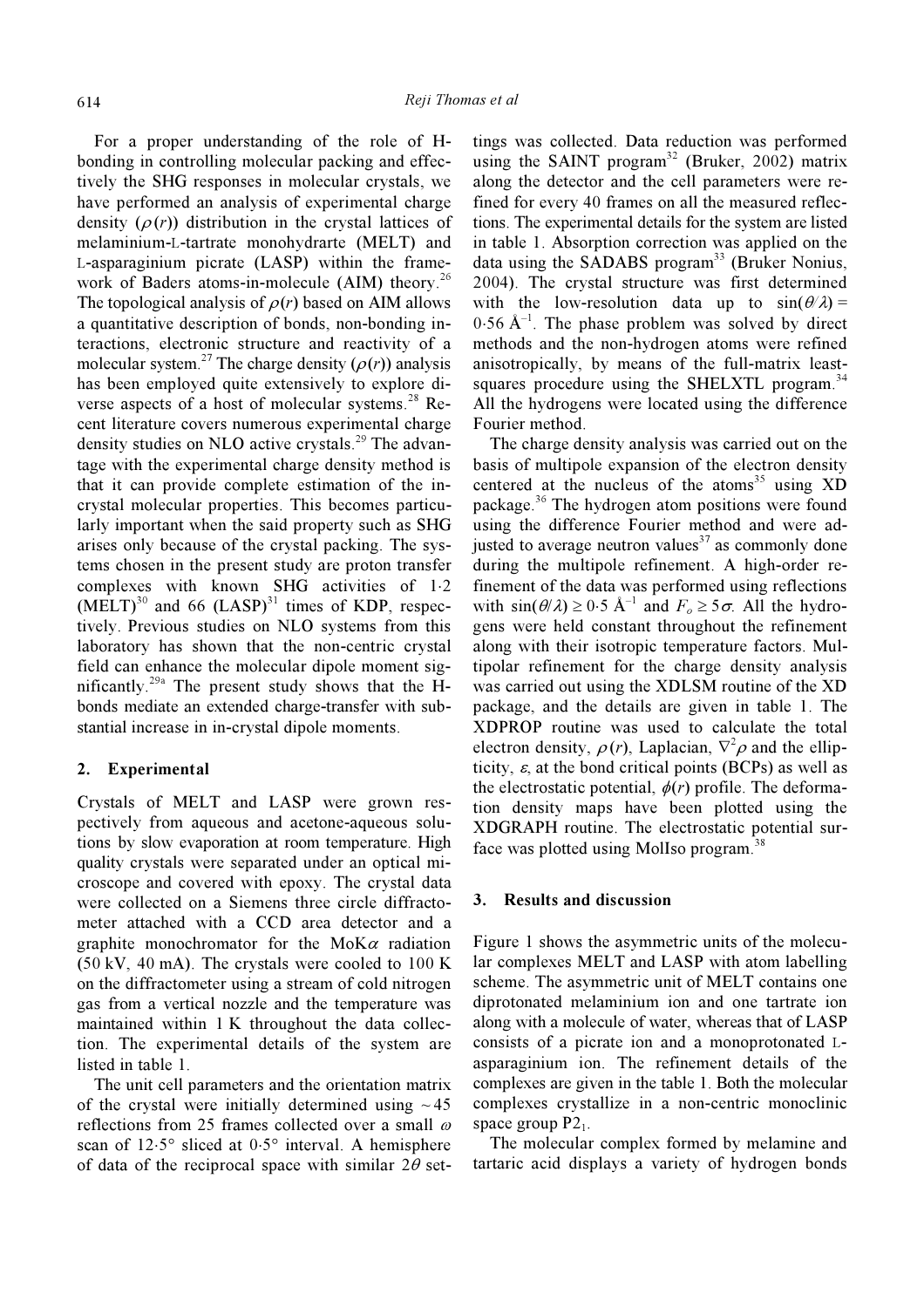For a proper understanding of the role of H-bonding in controlling molecular packing and effectively the SHG responses in molecular crystals, we have performed an analysis of experimental charge density ($\rho(r)$) distribution in the crystal lattices of melaminium-L-tartrate monohydrarte (MELT) and L-asparaginium picrate (LASP) within the framework of Baders atoms-in-molecule (AIM) theory.[26] The topological analysis of $\rho(r)$ based on AIM allows a quantitative description of bonds, non-bonding interactions, electronic structure and reactivity of a molecular system.[27] The charge density ($\rho(r)$) analysis has been employed quite extensively to explore diverse aspects of a host of molecular systems.[28] Recent literature covers numerous experimental charge density studies on NLO active crystals.[29] The advantage with the experimental charge density method is that it can provide complete estimation of the in-crystal molecular properties. This becomes particularly important when the said property such as SHG arises only because of the crystal packing. The systems chosen in the present study are proton transfer complexes with known SHG activities of 1·2 (MELT)[30] and 66 (LASP)[31] times of KDP, respectively. Previous studies on NLO systems from this laboratory has shown that the non-centric crystal field can enhance the molecular dipole moment significantly.[29a] The present study shows that the H-bonds mediate an extended charge-transfer with substantial increase in in-crystal dipole moments.

## 2. Experimental

Crystals of MELT and LASP were grown respectively from aqueous and acetone-aqueous solutions by slow evaporation at room temperature. High quality crystals were separated under an optical microscope and covered with epoxy. The crystal data were collected on a Siemens three circle diffractometer attached with a CCD area detector and a graphite monochromator for the MoK$\alpha$ radiation (50 kV, 40 mA). The crystals were cooled to 100 K on the diffractometer using a stream of cold nitrogen gas from a vertical nozzle and the temperature was maintained within 1 K throughout the data collection. The experimental details of the system are listed in table 1.

The unit cell parameters and the orientation matrix of the crystal were initially determined using ~45 reflections from 25 frames collected over a small $\omega$ scan of 12·5° sliced at 0·5° interval. A hemisphere of data of the reciprocal space with similar $2\theta$ settings was collected. Data reduction was performed using the SAINT program[32] (Bruker, 2002) matrix along the detector and the cell parameters were refined for every 40 frames on all the measured reflections. The experimental details for the system are listed in table 1. Absorption correction was applied on the data using the SADABS program[33] (Bruker Nonius, 2004). The crystal structure was first determined with the low-resolution data up to $\sin(\theta/\lambda) = 0{\cdot}56$ Å$^{-1}$. The phase problem was solved by direct methods and the non-hydrogen atoms were refined anisotropically, by means of the full-matrix least-squares procedure using the SHELXTL program.[34] All the hydrogens were located using the difference Fourier method.

The charge density analysis was carried out on the basis of multipole expansion of the electron density centered at the nucleus of the atoms[35] using XD package.[36] The hydrogen atom positions were found using the difference Fourier method and were adjusted to average neutron values[37] as commonly done during the multipole refinement. A high-order refinement of the data was performed using reflections with $\sin(\theta/\lambda) \geq 0{\cdot}5$ Å$^{-1}$ and $F_o \geq 5\sigma$. All the hydrogens were held constant throughout the refinement along with their isotropic temperature factors. Multipolar refinement for the charge density analysis was carried out using the XDLSM routine of the XD package, and the details are given in table 1. The XDPROP routine was used to calculate the total electron density, $\rho(r)$, Laplacian, $\nabla^2\rho$ and the ellipticity, $\varepsilon$, at the bond critical points (BCPs) as well as the electrostatic potential, $\phi(r)$ profile. The deformation density maps have been plotted using the XDGRAPH routine. The electrostatic potential surface was plotted using MolIso program.[38]

## 3. Results and discussion

Figure 1 shows the asymmetric units of the molecular complexes MELT and LASP with atom labelling scheme. The asymmetric unit of MELT contains one diprotonated melaminium ion and one tartrate ion along with a molecule of water, whereas that of LASP consists of a picrate ion and a monoprotonated L-asparaginium ion. The refinement details of the complexes are given in the table 1. Both the molecular complexes crystallize in a non-centric monoclinic space group $P2_1$.

The molecular complex formed by melamine and tartaric acid displays a variety of hydrogen bonds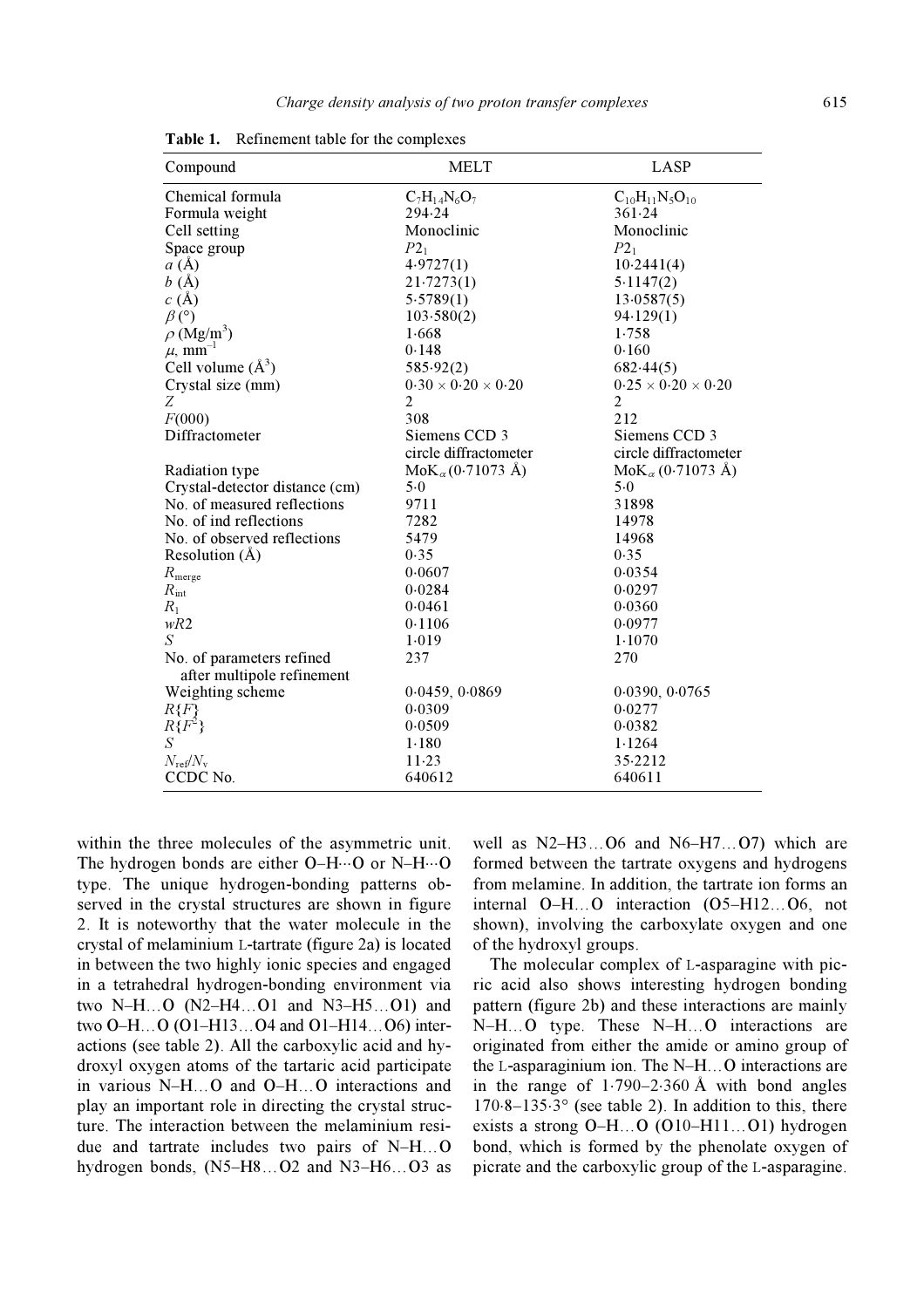**Table 1.** Refinement table for the complexes

| Compound | MELT | LASP |
|---|---|---|
| Chemical formula | $C_7H_{14}N_6O_7$ | $C_{10}H_{11}N_5O_{10}$ |
| Formula weight | 294·24 | 361·24 |
| Cell setting | Monoclinic | Monoclinic |
| Space group | $P2_1$ | $P2_1$ |
| $a$ (Å) | 4·9727(1) | 10·2441(4) |
| $b$ (Å) | 21·7273(1) | 5·1147(2) |
| $c$ (Å) | 5·5789(1) | 13·0587(5) |
| $\beta$ (°) | 103·580(2) | 94·129(1) |
| $\rho$ (Mg/m$^3$) | 1·668 | 1·758 |
| $\mu$, mm$^{-1}$ | 0·148 | 0·160 |
| Cell volume (Å$^3$) | 585·92(2) | 682·44(5) |
| Crystal size (mm) | 0·30 × 0·20 × 0·20 | 0·25 × 0·20 × 0·20 |
| $Z$ | 2 | 2 |
| $F$(000) | 308 | 212 |
| Diffractometer | Siemens CCD 3 circle diffractometer | Siemens CCD 3 circle diffractometer |
| Radiation type | MoK$_\alpha$ (0·71073 Å) | MoK$_\alpha$ (0·71073 Å) |
| Crystal-detector distance (cm) | 5·0 | 5·0 |
| No. of measured reflections | 9711 | 31898 |
| No. of ind reflections | 7282 | 14978 |
| No. of observed reflections | 5479 | 14968 |
| Resolution (Å) | 0·35 | 0·35 |
| $R_{\text{merge}}$ | 0·0607 | 0·0354 |
| $R_{\text{int}}$ | 0·0284 | 0·0297 |
| $R_1$ | 0·0461 | 0·0360 |
| $wR2$ | 0·1106 | 0·0977 |
| $S$ | 1·019 | 1·1070 |
| No. of parameters refined after multipole refinement | 237 | 270 |
| Weighting scheme | 0·0459, 0·0869 | 0·0390, 0·0765 |
| $R\{F\}$ | 0·0309 | 0·0277 |
| $R\{F^2\}$ | 0·0509 | 0·0382 |
| $S$ | 1·180 | 1·1264 |
| $N_{\text{ref}}/N_{\text{v}}$ | 11·23 | 35·2212 |
| CCDC No. | 640612 | 640611 |

within the three molecules of the asymmetric unit. The hydrogen bonds are either O–H···O or N–H···O type. The unique hydrogen-bonding patterns observed in the crystal structures are shown in figure 2. It is noteworthy that the water molecule in the crystal of melaminium L-tartrate (figure 2a) is located in between the two highly ionic species and engaged in a tetrahedral hydrogen-bonding environment via two N–H…O (N2–H4…O1 and N3–H5…O1) and two O–H…O (O1–H13…O4 and O1–H14…O6) interactions (see table 2). All the carboxylic acid and hydroxyl oxygen atoms of the tartaric acid participate in various N–H…O and O–H…O interactions and play an important role in directing the crystal structure. The interaction between the melaminium residue and tartrate includes two pairs of N–H…O hydrogen bonds, (N5–H8…O2 and N3–H6…O3 as well as N2–H3…O6 and N6–H7…O7) which are formed between the tartrate oxygens and hydrogens from melamine. In addition, the tartrate ion forms an internal O–H…O interaction (O5–H12…O6, not shown), involving the carboxylate oxygen and one of the hydroxyl groups.

The molecular complex of L-asparagine with picric acid also shows interesting hydrogen bonding pattern (figure 2b) and these interactions are mainly N–H…O type. These N–H…O interactions are originated from either the amide or amino group of the L-asparaginium ion. The N–H…O interactions are in the range of 1·790–2·360 Å with bond angles 170·8–135·3° (see table 2). In addition to this, there exists a strong O–H…O (O10–H11…O1) hydrogen bond, which is formed by the phenolate oxygen of picrate and the carboxylic group of the L-asparagine.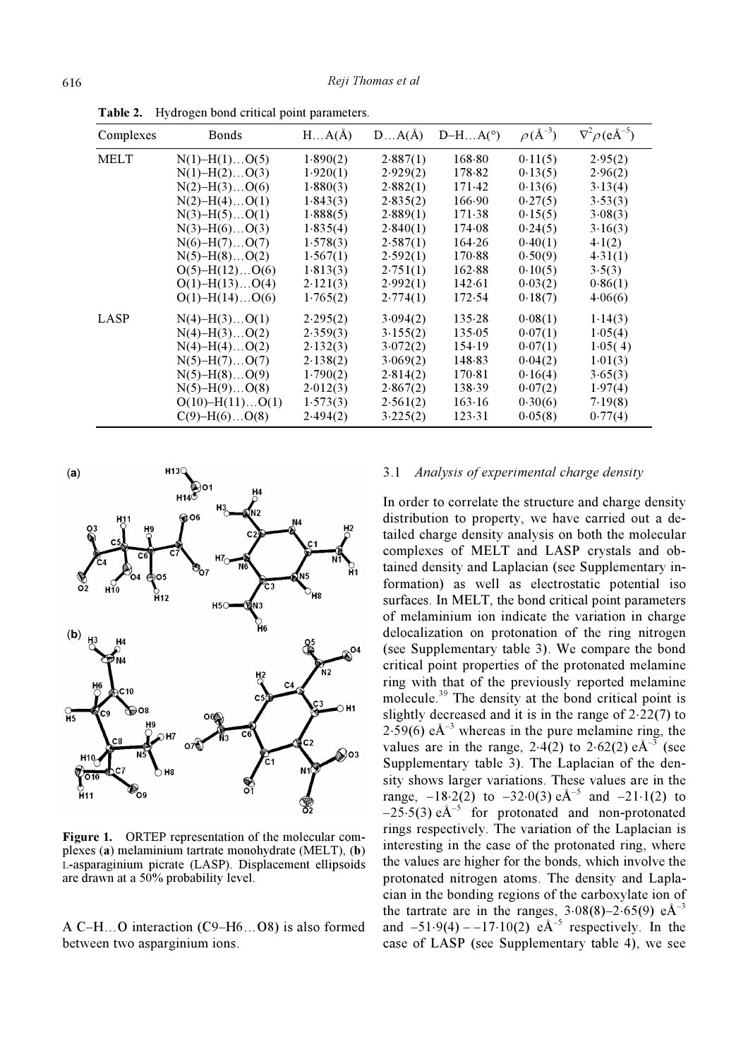**Table 2.** Hydrogen bond critical point parameters.

| Complexes | Bonds | H…A(Å) | D…A(Å) | D–H…A(°) | $\rho$(Å$^{-3}$) | $\nabla^2\rho$(eÅ$^{-5}$) |
|---|---|---|---|---|---|---|
| MELT | N(1)–H(1)…O(5) | 1·890(2) | 2·887(1) | 168·80 | 0·11(5) | 2·95(2) |
| | N(1)–H(2)…O(3) | 1·920(1) | 2·929(2) | 178·82 | 0·13(5) | 2·96(2) |
| | N(2)–H(3)…O(6) | 1·880(3) | 2·882(1) | 171·42 | 0·13(6) | 3·13(4) |
| | N(2)–H(4)…O(1) | 1·843(3) | 2·835(2) | 166·90 | 0·27(5) | 3·53(3) |
| | N(3)–H(5)…O(1) | 1·888(5) | 2·889(1) | 171·38 | 0·15(5) | 3·08(3) |
| | N(3)–H(6)…O(3) | 1·835(4) | 2·840(1) | 174·08 | 0·24(5) | 3·16(3) |
| | N(6)–H(7)…O(7) | 1·578(3) | 2·587(1) | 164·26 | 0·40(1) | 4·1(2) |
| | N(5)–H(8)…O(2) | 1·567(1) | 2·592(1) | 170·88 | 0·50(9) | 4·31(1) |
| | O(5)–H(12)…O(6) | 1·813(3) | 2·751(1) | 162·88 | 0·10(5) | 3·5(3) |
| | O(1)–H(13)…O(4) | 2·121(3) | 2·992(1) | 142·61 | 0·03(2) | 0·86(1) |
| | O(1)–H(14)…O(6) | 1·765(2) | 2·774(1) | 172·54 | 0·18(7) | 4·06(6) |
| LASP | N(4)–H(3)…O(1) | 2·295(2) | 3·094(2) | 135·28 | 0·08(1) | 1·14(3) |
| | N(4)–H(3)…O(2) | 2·359(3) | 3·155(2) | 135·05 | 0·07(1) | 1·05(4) |
| | N(4)–H(4)…O(2) | 2·132(3) | 3·072(2) | 154·19 | 0·07(1) | 1·05(4) |
| | N(5)–H(7)…O(7) | 2·138(2) | 3·069(2) | 148·83 | 0·04(2) | 1·01(3) |
| | N(5)–H(8)…O(9) | 1·790(2) | 2·814(2) | 170·81 | 0·16(4) | 3·65(3) |
| | N(5)–H(9)…O(8) | 2·012(3) | 2·867(2) | 138·39 | 0·07(2) | 1·97(4) |
| | O(10)–H(11)…O(1) | 1·573(3) | 2·561(2) | 163·16 | 0·30(6) | 7·19(8) |
| | C(9)–H(6)…O(8) | 2·494(2) | 3·225(2) | 123·31 | 0·05(8) | 0·77(4) |

**Figure 1.** ORTEP representation of the molecular complexes (**a**) melaminium tartrate monohydrate (MELT), (**b**) L-asparaginium picrate (LASP). Displacement ellipsoids are drawn at a 50% probability level.

A C–H…O interaction (C9–H6…O8) is also formed between two asparginium ions.

### 3.1 *Analysis of experimental charge density*

In order to correlate the structure and charge density distribution to property, we have carried out a detailed charge density analysis on both the molecular complexes of MELT and LASP crystals and obtained density and Laplacian (see Supplementary information) as well as electrostatic potential iso surfaces. In MELT, the bond critical point parameters of melaminium ion indicate the variation in charge delocalization on protonation of the ring nitrogen (see Supplementary table 3). We compare the bond critical point properties of the protonated melamine ring with that of the previously reported melamine molecule.[39] The density at the bond critical point is slightly decreased and it is in the range of 2·22(7) to 2·59(6) eÅ$^{-3}$ whereas in the pure melamine ring, the values are in the range, 2·4(2) to 2·62(2) eÅ$^{-3}$ (see Supplementary table 3). The Laplacian of the density shows larger variations. These values are in the range, –18·2(2) to –32·0(3) eÅ$^{-5}$ and –21·1(2) to –25·5(3) eÅ$^{-5}$ for protonated and non-protonated rings respectively. The variation of the Laplacian is interesting in the case of the protonated ring, where the values are higher for the bonds, which involve the protonated nitrogen atoms. The density and Laplacian in the bonding regions of the carboxylate ion of the tartrate are in the ranges, 3·08(8)–2·65(9) eÅ$^{-3}$ and –51·9(4) – –17·10(2) eÅ$^{-5}$ respectively. In the case of LASP (see Supplementary table 4), we see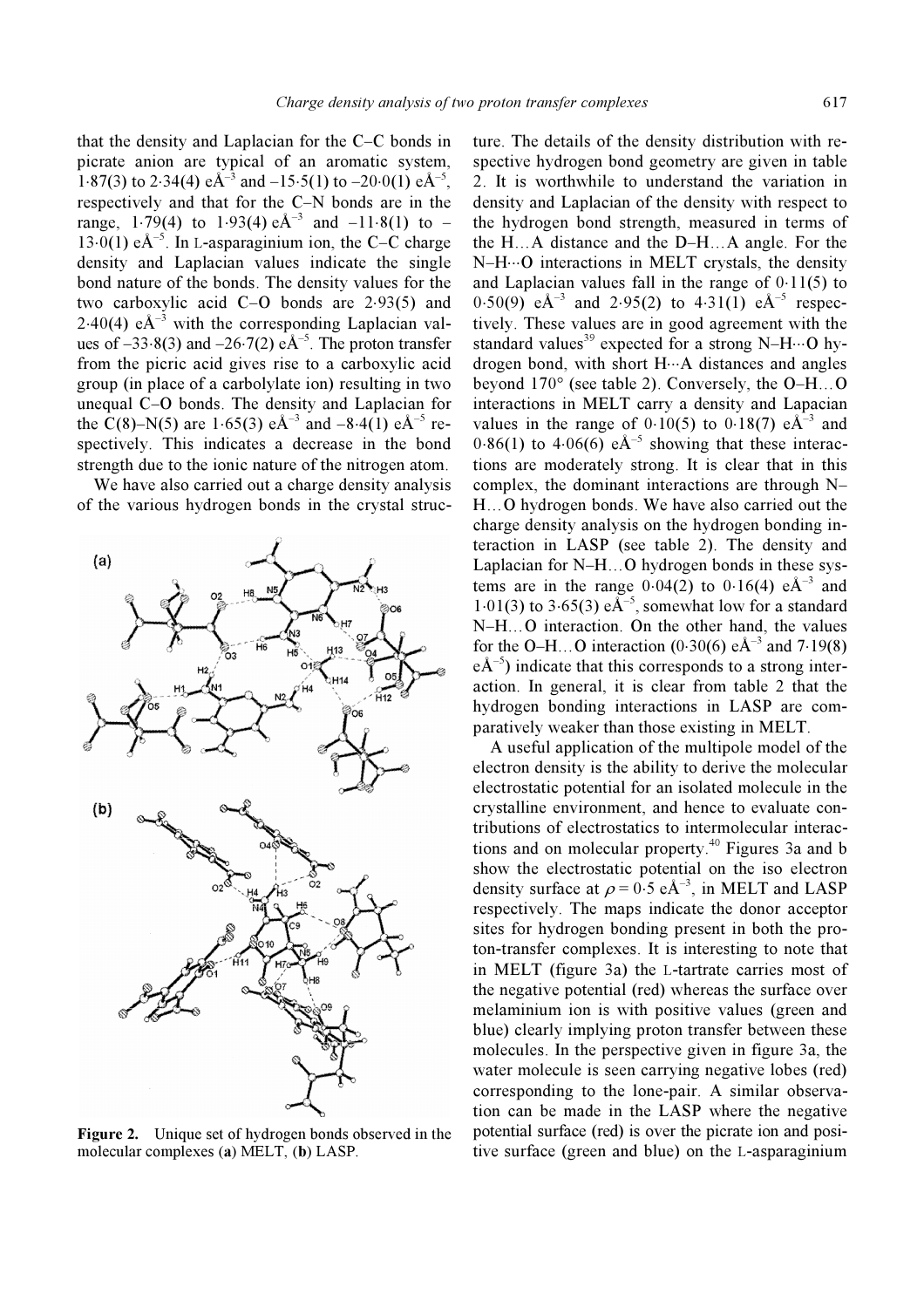that the density and Laplacian for the C–C bonds in picrate anion are typical of an aromatic system, 1·87(3) to 2·34(4) $eÅ^{-3}$ and –15·5(1) to –20·0(1) $eÅ^{-5}$, respectively and that for the C–N bonds are in the range, 1·79(4) to 1·93(4) $eÅ^{-3}$ and –11·8(1) to –13·0(1) $eÅ^{-5}$. In L-asparaginium ion, the C–C charge density and Laplacian values indicate the single bond nature of the bonds. The density values for the two carboxylic acid C–O bonds are 2·93(5) and 2·40(4) $eÅ^{-3}$ with the corresponding Laplacian values of –33·8(3) and –26·7(2) $eÅ^{-5}$. The proton transfer from the picric acid gives rise to a carboxylic acid group (in place of a carbolylate ion) resulting in two unequal C–O bonds. The density and Laplacian for the C(8)–N(5) are 1·65(3) $eÅ^{-3}$ and –8·4(1) $eÅ^{-5}$ respectively. This indicates a decrease in the bond strength due to the ionic nature of the nitrogen atom.

We have also carried out a charge density analysis of the various hydrogen bonds in the crystal structure. The details of the density distribution with respective hydrogen bond geometry are given in table 2. It is worthwhile to understand the variation in density and Laplacian of the density with respect to the hydrogen bond strength, measured in terms of the H…A distance and the D–H…A angle. For the N–H···O interactions in MELT crystals, the density and Laplacian values fall in the range of 0·11(5) to 0·50(9) $eÅ^{-3}$ and 2·95(2) to 4·31(1) $eÅ^{-5}$ respectively. These values are in good agreement with the standard values[39] expected for a strong N–H···O hydrogen bond, with short H···A distances and angles beyond 170° (see table 2). Conversely, the O–H…O interactions in MELT carry a density and Lapacian values in the range of 0·10(5) to 0·18(7) $eÅ^{-3}$ and 0·86(1) to 4·06(6) $eÅ^{-5}$ showing that these interactions are moderately strong. It is clear that in this complex, the dominant interactions are through N–H…O hydrogen bonds. We have also carried out the charge density analysis on the hydrogen bonding interaction in LASP (see table 2). The density and Laplacian for N–H…O hydrogen bonds in these systems are in the range 0·04(2) to 0·16(4) $eÅ^{-3}$ and 1·01(3) to 3·65(3) $eÅ^{-5}$, somewhat low for a standard N–H…O interaction. On the other hand, the values for the O–H…O interaction (0·30(6) $eÅ^{-3}$ and 7·19(8) $eÅ^{-5}$) indicate that this corresponds to a strong interaction. In general, it is clear from table 2 that the hydrogen bonding interactions in LASP are comparatively weaker than those existing in MELT.

A useful application of the multipole model of the electron density is the ability to derive the molecular electrostatic potential for an isolated molecule in the crystalline environment, and hence to evaluate contributions of electrostatics to intermolecular interactions and on molecular property.[40] Figures 3a and b show the electrostatic potential on the iso electron density surface at $\rho = 0·5$ $eÅ^{-3}$, in MELT and LASP respectively. The maps indicate the donor acceptor sites for hydrogen bonding present in both the proton-transfer complexes. It is interesting to note that in MELT (figure 3a) the L-tartrate carries most of the negative potential (red) whereas the surface over melaminium ion is with positive values (green and blue) clearly implying proton transfer between these molecules. In the perspective given in figure 3a, the water molecule is seen carrying negative lobes (red) corresponding to the lone-pair. A similar observation can be made in the LASP where the negative potential surface (red) is over the picrate ion and positive surface (green and blue) on the L-asparaginium

**Figure 2.** Unique set of hydrogen bonds observed in the molecular complexes (**a**) MELT, (**b**) LASP.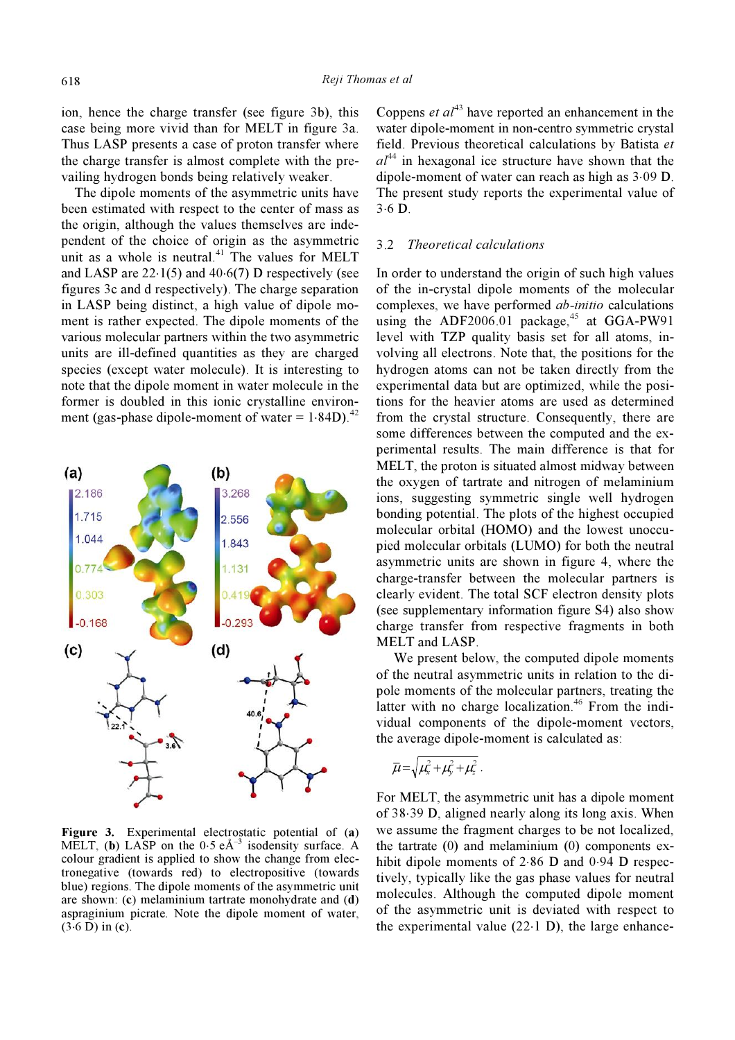ion, hence the charge transfer (see figure 3b), this case being more vivid than for MELT in figure 3a. Thus LASP presents a case of proton transfer where the charge transfer is almost complete with the prevailing hydrogen bonds being relatively weaker.

The dipole moments of the asymmetric units have been estimated with respect to the center of mass as the origin, although the values themselves are independent of the choice of origin as the asymmetric unit as a whole is neutral.[41] The values for MELT and LASP are 22·1(5) and 40·6(7) D respectively (see figures 3c and d respectively). The charge separation in LASP being distinct, a high value of dipole moment is rather expected. The dipole moments of the various molecular partners within the two asymmetric units are ill-defined quantities as they are charged species (except water molecule). It is interesting to note that the dipole moment in water molecule in the former is doubled in this ionic crystalline environment (gas-phase dipole-moment of water = 1·84D).[42]

**Figure 3.** Experimental electrostatic potential of (**a**) MELT, (**b**) LASP on the 0·5 e$Å^{-3}$ isodensity surface. A colour gradient is applied to show the change from electronegative (towards red) to electropositive (towards blue) regions. The dipole moments of the asymmetric unit are shown: (**c**) melaminium tartrate monohydrate and (**d**) aspraginium picrate. Note the dipole moment of water, (3·6 D) in (**c**).

Coppens *et al*[43] have reported an enhancement in the water dipole-moment in non-centro symmetric crystal field. Previous theoretical calculations by Batista *et al*[44] in hexagonal ice structure have shown that the dipole-moment of water can reach as high as 3·09 D. The present study reports the experimental value of 3·6 D.

### 3.2 *Theoretical calculations*

In order to understand the origin of such high values of the in-crystal dipole moments of the molecular complexes, we have performed *ab-initio* calculations using the ADF2006.01 package,[45] at GGA-PW91 level with TZP quality basis set for all atoms, involving all electrons. Note that, the positions for the hydrogen atoms can not be taken directly from the experimental data but are optimized, while the positions for the heavier atoms are used as determined from the crystal structure. Consequently, there are some differences between the computed and the experimental results. The main difference is that for MELT, the proton is situated almost midway between the oxygen of tartrate and nitrogen of melaminium ions, suggesting symmetric single well hydrogen bonding potential. The plots of the highest occupied molecular orbital **(HOMO)** and the lowest unoccupied molecular orbitals **(LUMO)** for both the neutral asymmetric units are shown in figure 4, where the charge-transfer between the molecular partners is clearly evident. The total SCF electron density plots (see supplementary information figure S4) also show charge transfer from respective fragments in both MELT and LASP.

We present below, the computed dipole moments of the neutral asymmetric units in relation to the dipole moments of the molecular partners, treating the latter with no charge localization.[46] From the individual components of the dipole-moment vectors, the average dipole-moment is calculated as:

$$\bar{\mu} = \sqrt{\mu_x^2 + \mu_y^2 + \mu_z^2}\,.$$

For MELT, the asymmetric unit has a dipole moment of 38·39 D, aligned nearly along its long axis. When we assume the fragment charges to be not localized, the tartrate (0) and melaminium (0) components exhibit dipole moments of 2·86 D and 0·94 D respectively, typically like the gas phase values for neutral molecules. Although the computed dipole moment of the asymmetric unit is deviated with respect to the experimental value (22·1 D), the large enhance-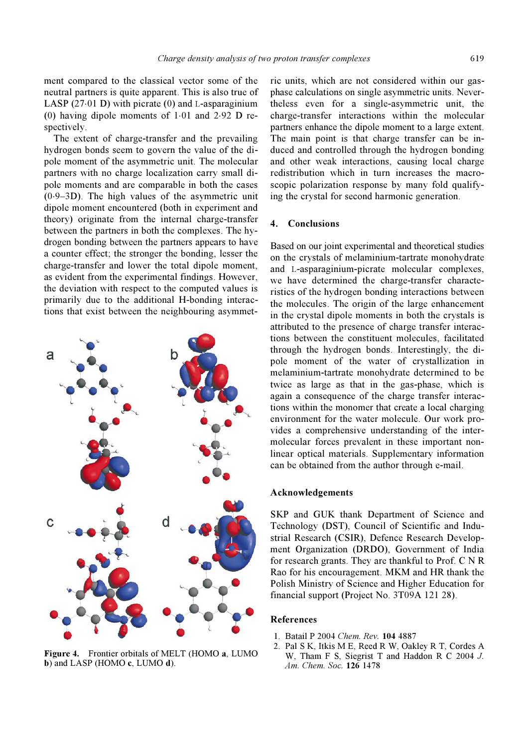ment compared to the classical vector some of the neutral partners is quite apparent. This is also true of LASP (27·01 D) with picrate (0) and L-asparaginium (0) having dipole moments of 1·01 and 2·92 D respectively.

The extent of charge-transfer and the prevailing hydrogen bonds seem to govern the value of the dipole moment of the asymmetric unit. The molecular partners with no charge localization carry small dipole moments and are comparable in both the cases (0·9–3D). The high values of the asymmetric unit dipole moment encountered (both in experiment and theory) originate from the internal charge-transfer between the partners in both the complexes. The hydrogen bonding between the partners appears to have a counter effect; the stronger the bonding, lesser the charge-transfer and lower the total dipole moment, as evident from the experimental findings. However, the deviation with respect to the computed values is primarily due to the additional H-bonding interactions that exist between the neighbouring asymmetric units, which are not considered within our gas-phase calculations on single asymmetric units. Nevertheless even for a single-asymmetric unit, the charge-transfer interactions within the molecular partners enhance the dipole moment to a large extent. The main point is that charge transfer can be induced and controlled through the hydrogen bonding and other weak interactions, causing local charge redistribution which in turn increases the macroscopic polarization response by many fold qualifying the crystal for second harmonic generation.

a

b

c

d

**Figure 4.** Frontier orbitals of MELT (HOMO **a**, LUMO **b**) and LASP (HOMO **c**, LUMO **d**).

## 4. Conclusions

Based on our joint experimental and theoretical studies on the crystals of melaminium-tartrate monohydrate and L-asparaginium-picrate molecular complexes, we have determined the charge-transfer characteristics of the hydrogen bonding interactions between the molecules. The origin of the large enhancement in the crystal dipole moments in both the crystals is attributed to the presence of charge transfer interactions between the constituent molecules, facilitated through the hydrogen bonds. Interestingly, the dipole moment of the water of crystallization in melaminium-tartrate monohydrate determined to be twice as large as that in the gas-phase, which is again a consequence of the charge transfer interactions within the monomer that create a local charging environment for the water molecule. Our work provides a comprehensive understanding of the intermolecular forces prevalent in these important nonlinear optical materials. Supplementary information can be obtained from the author through e-mail.

## Acknowledgements

SKP and GUK thank Department of Science and Technology (DST), Council of Scientific and Industrial Research (CSIR), Defence Research Development Organization (DRDO), Government of India for research grants. They are thankful to Prof. C N R Rao for his encouragement. MKM and HR thank the Polish Ministry of Science and Higher Education for financial support (Project No. 3T09A 121 28).

## References

1. Batail P 2004 *Chem. Rev.* **104** 4887
2. Pal S K, Itkis M E, Reed R W, Oakley R T, Cordes A W, Tham F S, Siegrist T and Haddon R C 2004 *J. Am. Chem. Soc.* **126** 1478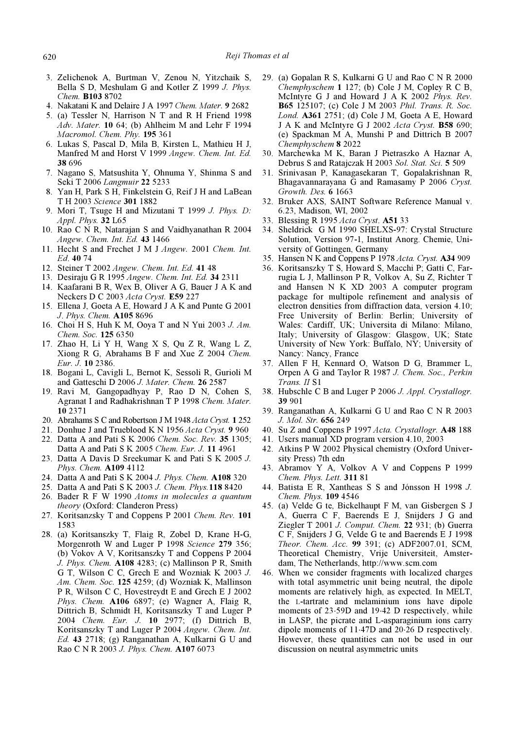3. Zelichenok A, Burtman V, Zenou N, Yitzchaik S, Bella S D, Meshulam G and Kotler Z 1999 *J. Phys. Chem.* **B103** 8702
4. Nakatani K and Delaire J A 1997 *Chem. Mater.* **9** 2682
5. (a) Tessler N, Harrison N T and R H Friend 1998 *Adv. Mater.* **10** 64; (b) Ahlheim M and Lehr F 1994 *Macromol. Chem. Phy.* **195** 361
6. Lukas S, Pascal D, Mila B, Kirsten L, Mathieu H J, Manfred M and Horst V 1999 *Angew. Chem. Int. Ed.* **38** 696
7. Nagano S, Matsushita Y, Ohnuma Y, Shinma S and Seki T 2006 *Langmuir* **22** 5233
8. Yan H, Park S H, Finkelstein G, Reif J H and LaBean T H 2003 *Science* **301** 1882
9. Mori T, Tsuge H and Mizutani T 1999 *J. Phys. D: Appl. Phys.* **32** L65
10. Rao C N R, Natarajan S and Vaidhyanathan R 2004 *Angew. Chem. Int. Ed.* **43** 1466
11. Hecht S and Frechet J M J *Angew.* 2001 *Chem. Int. Ed.* **40** 74
12. Steiner T 2002 *Angew. Chem. Int. Ed.* **41** 48
13. Desiraju G R 1995 *Angew. Chem. Int. Ed.* **34** 2311
14. Kaafarani B R, Wex B, Oliver A G, Bauer J A K and Neckers D C 2003 *Acta Cryst.* **E59** 227
15. Ellena J, Goeta A E, Howard J A K and Punte G 2001 *J. Phys. Chem.* **A105** 8696
16. Choi H S, Huh K M, Ooya T and N Yui 2003 *J. Am. Chem. Soc.* **125** 6350
17. Zhao H, Li Y H, Wang X S, Qu Z R, Wang L Z, Xiong R G, Abrahams B F and Xue Z 2004 *Chem. Eur. J.* **10** 2386.
18. Bogani L, Cavigli L, Bernot K, Sessoli R, Gurioli M and Gatteschi D 2006 *J. Mater. Chem.* **26** 2587
19. Ravi M, Gangopadhyay P, Rao D N, Cohen S, Agranat I and Radhakrishnan T P 1998 *Chem. Mater.* **10** 2371
20. Abrahams S C and Robertson J M 1948 *Acta Cryst.* **1** 252
21. Donhue J and Trueblood K N 1956 *Acta Cryst.* **9** 960
22. Datta A and Pati S K 2006 *Chem. Soc. Rev.* **35** 1305; Datta A and Pati S K 2005 *Chem. Eur. J.* **11** 4961
23. Datta A Davis D Sreekumar K and Pati S K 2005 *J. Phys. Chem.* **A109** 4112
24. Datta A and Pati S K 2004 *J. Phys. Chem.* **A108** 320
25. Datta A and Pati S K 2003 *J. Chem. Phys.* **118** 8420
26. Bader R F W 1990 *Atoms in molecules a quantum theory* (Oxford: Clanderon Press)
27. Koritsanzsky T and Coppens P 2001 *Chem. Rev.* **101** 1583
28. (a) Koritsanszky T, Flaig R, Zobel D, Krane H-G, Morgenroth W and Luger P 1998 *Science* **279** 356; (b) Vokov A V, Koritsanszky T and Coppens P 2004 *J. Phys. Chem.* **A108** 4283; (c) Mallinson P R, Smith G T, Wilson C C, Grech E and Wozniak K 2003 *J. Am. Chem. Soc.* **125** 4259; (d) Wozniak K, Mallinson P R, Wilson C C, Hovestreydt E and Grech E J 2002 *Phys. Chem.* **A106** 6897; (e) Wagner A, Flaig R, Dittrich B, Schmidt H, Koritsanszky T and Luger P 2004 *Chem. Eur. J.* **10** 2977; (f) Dittrich B, Koritsanszky T and Luger P 2004 *Angew. Chem. Int. Ed.* **43** 2718; (g) Ranganathan A, Kulkarni G U and Rao C N R 2003 *J. Phys. Chem.* **A107** 6073
29. (a) Gopalan R S, Kulkarni G U and Rao C N R 2000 *Chemphyschem* **1** 127; (b) Cole J M, Copley R C B, McIntyre G J and Howard J A K 2002 *Phys. Rev.* **B65** 125107; (c) Cole J M 2003 *Phil. Trans. R. Soc. Lond.* **A361** 2751; (d) Cole J M, Goeta A E, Howard J A K and McIntyre G J 2002 *Acta Cryst.* **B58** 690; (e) Spackman M A, Munshi P and Dittrich B 2007 *Chemphyschem* **8** 2022
30. Marchewka M K, Baran J Pietraszko A Haznar A, Debrus S and Ratajczak H 2003 *Sol. Stat. Sci.* **5** 509
31. Srinivasan P, Kanagasekaran T, Gopalakrishnan R, Bhagavannarayana G and Ramasamy P 2006 *Cryst. Growth. Des.* **6** 1663
32. Bruker AXS, SAINT Software Reference Manual v. 6.23, Madison, WI, 2002
33. Blessing R 1995 *Acta Cryst.* **A51** 33
34. Sheldrick G M 1990 SHELXS-97: Crystal Structure Solution, Version 97-1, Institut Anorg. Chemie, University of Gottingen, Germany
35. Hansen N K and Coppens P 1978 *Acta. Cryst.* **A34** 909
36. Koritsanszky T S, Howard S, Macchi P; Gatti C, Farrugia L J, Mallinson P R, Volkov A, Su Z, Richter T and Hansen N K XD 2003 A computer program package for multipole refinement and analysis of electron densities from diffraction data, version 4.10; Free University of Berlin: Berlin; University of Wales: Cardiff, UK; Universita di Milano: Milano, Italy; University of Glasgow: Glasgow, UK; State University of New York: Buffalo, NY; University of Nancy: Nancy, France
37. Allen F H, Kennard O, Watson D G, Brammer L, Orpen A G and Taylor R 1987 *J. Chem. Soc., Perkin Trans. II* S1
38. Hubschle C B and Luger P 2006 *J. Appl. Crystallogr.* **39** 901
39. Ranganathan A, Kulkarni G U and Rao C N R 2003 *J. Mol. Str.* **656** 249
40. Su Z and Coppens P 1997 *Acta. Crystallogr.* **A48** 188
41. Users manual XD program version 4.10, 2003
42. Atkins P W 2002 Physical chemistry (Oxford University Press) 7th edn
43. Abramov Y A, Volkov A V and Coppens P 1999 *Chem. Phys. Lett.* **311** 81
44. Batista E R, Xantheas S S and Jónsson H 1998 *J. Chem. Phys.* **109** 4546
45. (a) Velde G te, Bickelhaupt F M, van Gisbergen S J A, Guerra C F, Baerends E J, Snijders J G and Ziegler T 2001 *J. Comput. Chem.* **22** 931; (b) Guerra C F, Snijders J G, Velde G te and Baerends E J 1998 *Theor. Chem. Acc.* **99** 391; (c) ADF2007.01, SCM, Theoretical Chemistry, Vrije Universiteit, Amsterdam, The Netherlands, http://www.scm.com
46. When we consider fragments with localized charges with total asymmetric unit being neutral, the dipole moments are relatively high, as expected. In MELT, the L-tartrate and melaminium ions have dipole moments of 23·59D and 19·42 D respectively, while in LASP, the picrate and L-asparaginium ions carry dipole moments of 11·47D and 20·26 D respectively. However, these quantities can not be used in our discussion on neutral asymmetric units